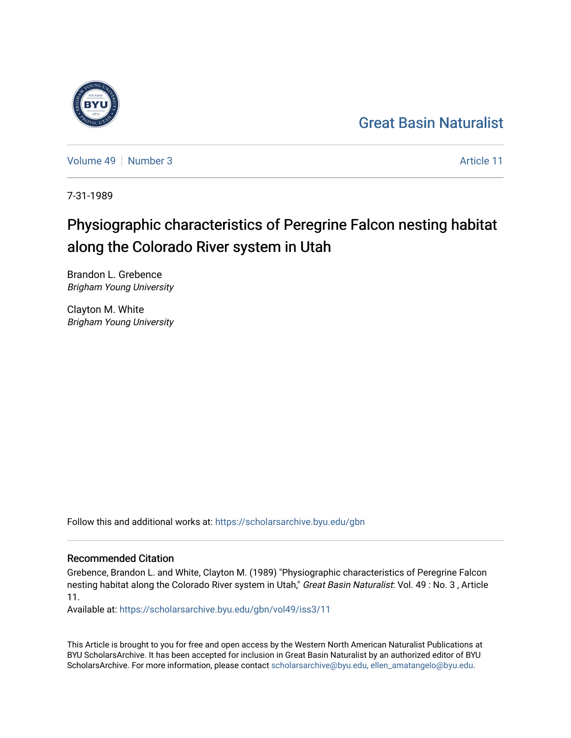Great Basin Naturalist

Volume 49 | Number 3 | Article 11

7-31-1989

# Physiographic characteristics of Peregrine Falcon nesting habitat along the Colorado River system in Utah

Brandon L. Grebence
*Brigham Young University*

Clayton M. White
*Brigham Young University*

Follow this and additional works at: https://scholarsarchive.byu.edu/gbn

## Recommended Citation

Grebence, Brandon L. and White, Clayton M. (1989) "Physiographic characteristics of Peregrine Falcon nesting habitat along the Colorado River system in Utah," *Great Basin Naturalist*: Vol. 49 : No. 3 , Article 11.

Available at: https://scholarsarchive.byu.edu/gbn/vol49/iss3/11

This Article is brought to you for free and open access by the Western North American Naturalist Publications at BYU ScholarsArchive. It has been accepted for inclusion in Great Basin Naturalist by an authorized editor of BYU ScholarsArchive. For more information, please contact scholarsarchive@byu.edu, ellen_amatangelo@byu.edu.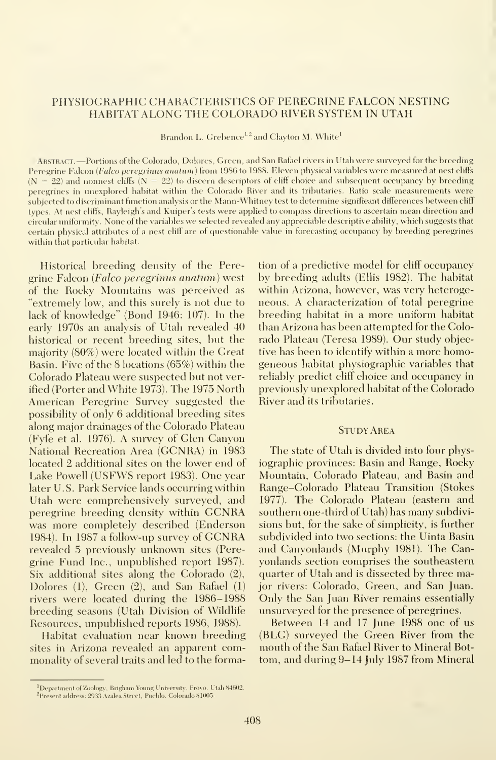# PHYSIOGRAPHIC CHARACTERISTICS OF PEREGRINE FALCON NESTING HABITAT ALONG THE COLORADO RIVER SYSTEM IN UTAH

Brandon L. Grebence[1,2] and Clayton M. White[1]

ABSTRACT.—Portions of the Colorado, Dolores, Green, and San Rafael rivers in Utah were surveyed for the breeding Peregrine Falcon (*Falco peregrinus anatum*) from 1986 to 1988. Eleven physical variables were measured at nest cliffs ($N = 22$) and nonnest cliffs ($N = 22$) to discern descriptors of cliff choice and subsequent occupancy by breeding peregrines in unexplored habitat within the Colorado River and its tributaries. Ratio scale measurements were subjected to discriminant function analysis or the Mann-Whitney test to determine significant differences between cliff types. At nest cliffs, Rayleigh's and Kuiper's tests were applied to compass directions to ascertain mean direction and circular uniformity. None of the variables we selected revealed any appreciable descriptive ability, which suggests that certain physical attributes of a nest cliff are of questionable value in forecasting occupancy by breeding peregrines within that particular habitat.

Historical breeding density of the Peregrine Falcon (*Falco peregrinus anatum*) west of the Rocky Mountains was perceived as "extremely low, and this surely is not due to lack of knowledge" (Bond 1946: 107). In the early 1970s an analysis of Utah revealed 40 historical or recent breeding sites, but the majority (80%) were located within the Great Basin. Five of the 8 locations (65%) within the Colorado Plateau were suspected but not verified (Porter and White 1973). The 1975 North American Peregrine Survey suggested the possibility of only 6 additional breeding sites along major drainages of the Colorado Plateau (Fyfe et al. 1976). A survey of Glen Canyon National Recreation Area (GCNRA) in 1983 located 2 additional sites on the lower end of Lake Powell (USFWS report 1983). One year later U.S. Park Service lands occurring within Utah were comprehensively surveyed, and peregrine breeding density within GCNRA was more completely described (Enderson 1984). In 1987 a follow-up survey of GCNRA revealed 5 previously unknown sites (Peregrine Fund Inc., unpublished report 1987). Six additional sites along the Colorado (2), Dolores (1), Green (2), and San Rafael (1) rivers were located during the 1986–1988 breeding seasons (Utah Division of Wildlife Resources, unpublished reports 1986, 1988).

Habitat evaluation near known breeding sites in Arizona revealed an apparent commonality of several traits and led to the formation of a predictive model for cliff occupancy by breeding adults (Ellis 1982). The habitat within Arizona, however, was very heterogeneous. A characterization of total peregrine breeding habitat in a more uniform habitat than Arizona has been attempted for the Colorado Plateau (Teresa 1989). Our study objective has been to identify within a more homogeneous habitat physiographic variables that reliably predict cliff choice and occupancy in previously unexplored habitat of the Colorado River and its tributaries.

## STUDY AREA

The state of Utah is divided into four physiographic provinces: Basin and Range, Rocky Mountain, Colorado Plateau, and Basin and Range–Colorado Plateau Transition (Stokes 1977). The Colorado Plateau (eastern and southern one-third of Utah) has many subdivisions but, for the sake of simplicity, is further subdivided into two sections: the Uinta Basin and Canyonlands (Murphy 1981). The Canyonlands section comprises the southeastern quarter of Utah and is dissected by three major rivers: Colorado, Green, and San Juan. Only the San Juan River remains essentially unsurveyed for the presence of peregrines.

Between 14 and 17 June 1988 one of us (BLG) surveyed the Green River from the mouth of the San Rafael River to Mineral Bottom, and during 9–14 July 1987 from Mineral

[1]Department of Zoology, Brigham Young University, Provo, Utah 84602.
[2]Present address: 2933 Azalea Street, Pueblo, Colorado 81005.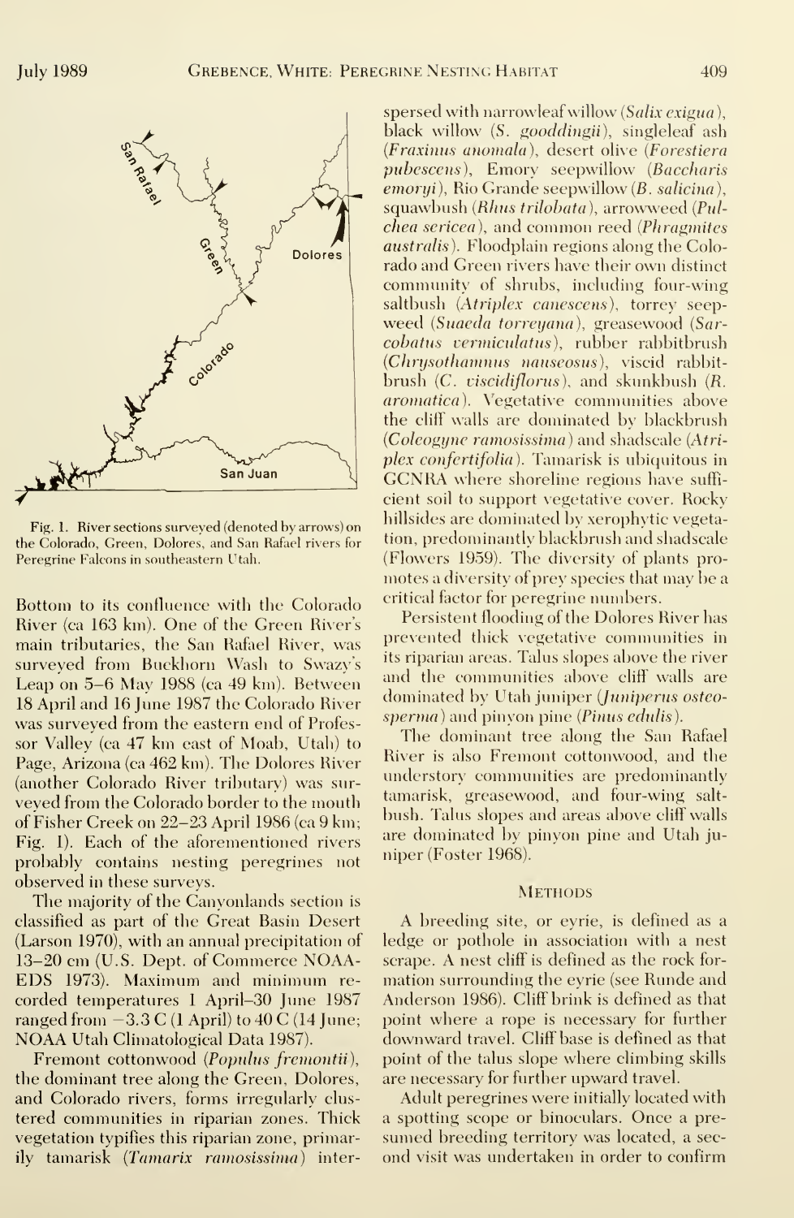Fig. 1. River sections surveyed (denoted by arrows) on the Colorado, Green, Dolores, and San Rafael rivers for Peregrine Falcons in southeastern Utah.

Bottom to its confluence with the Colorado River (ca 163 km). One of the Green River's main tributaries, the San Rafael River, was surveyed from Buckhorn Wash to Swazy's Leap on 5–6 May 1988 (ca 49 km). Between 18 April and 16 June 1987 the Colorado River was surveyed from the eastern end of Professor Valley (ca 47 km east of Moab, Utah) to Page, Arizona (ca 462 km). The Dolores River (another Colorado River tributary) was surveyed from the Colorado border to the mouth of Fisher Creek on 22–23 April 1986 (ca 9 km; Fig. 1). Each of the aforementioned rivers probably contains nesting peregrines not observed in these surveys.

The majority of the Canyonlands section is classified as part of the Great Basin Desert (Larson 1970), with an annual precipitation of 13–20 cm (U.S. Dept. of Commerce NOAA-EDS 1973). Maximum and minimum recorded temperatures 1 April–30 June 1987 ranged from −3.3 C (1 April) to 40 C (14 June; NOAA Utah Climatological Data 1987).

Fremont cottonwood (*Populus fremontii*), the dominant tree along the Green, Dolores, and Colorado rivers, forms irregularly clustered communities in riparian zones. Thick vegetation typifies this riparian zone, primarily tamarisk (*Tamarix ramosissima*) interspersed with narrowleaf willow (*Salix exigua*), black willow (*S. gooddingii*), singleleaf ash (*Fraxinus anomala*), desert olive (*Forestiera pubescens*), Emory seepwillow (*Baccharis emoryi*), Rio Grande seepwillow (*B. salicina*), squawbush (*Rhus trilobata*), arrowweed (*Pulchea sericea*), and common reed (*Phragmites australis*). Floodplain regions along the Colorado and Green rivers have their own distinct community of shrubs, including four-wing saltbush (*Atriplex canescens*), torrey seepweed (*Suaeda torreyana*), greasewood (*Sarcobatus vermiculatus*), rubber rabbitbrush (*Chrysothamnus nauseosus*), viscid rabbitbrush (*C. viscidiflorus*), and skunkbush (*R. aromatica*). Vegetative communities above the cliff walls are dominated by blackbrush (*Coleogyne ramosissima*) and shadscale (*Atriplex confertifolia*). Tamarisk is ubiquitous in GCNRA where shoreline regions have sufficient soil to support vegetative cover. Rocky hillsides are dominated by xerophytic vegetation, predominantly blackbrush and shadscale (Flowers 1959). The diversity of plants promotes a diversity of prey species that may be a critical factor for peregrine numbers.

Persistent flooding of the Dolores River has prevented thick vegetative communities in its riparian areas. Talus slopes above the river and the communities above cliff walls are dominated by Utah juniper (*Juniperus osteosperma*) and pinyon pine (*Pinus edulis*).

The dominant tree along the San Rafael River is also Fremont cottonwood, and the understory communities are predominantly tamarisk, greasewood, and four-wing saltbush. Talus slopes and areas above cliff walls are dominated by pinyon pine and Utah juniper (Foster 1968).

## Methods

A breeding site, or eyrie, is defined as a ledge or pothole in association with a nest scrape. A nest cliff is defined as the rock formation surrounding the eyrie (see Runde and Anderson 1986). Cliff brink is defined as that point where a rope is necessary for further downward travel. Cliff base is defined as that point of the talus slope where climbing skills are necessary for further upward travel.

Adult peregrines were initially located with a spotting scope or binoculars. Once a presumed breeding territory was located, a second visit was undertaken in order to confirm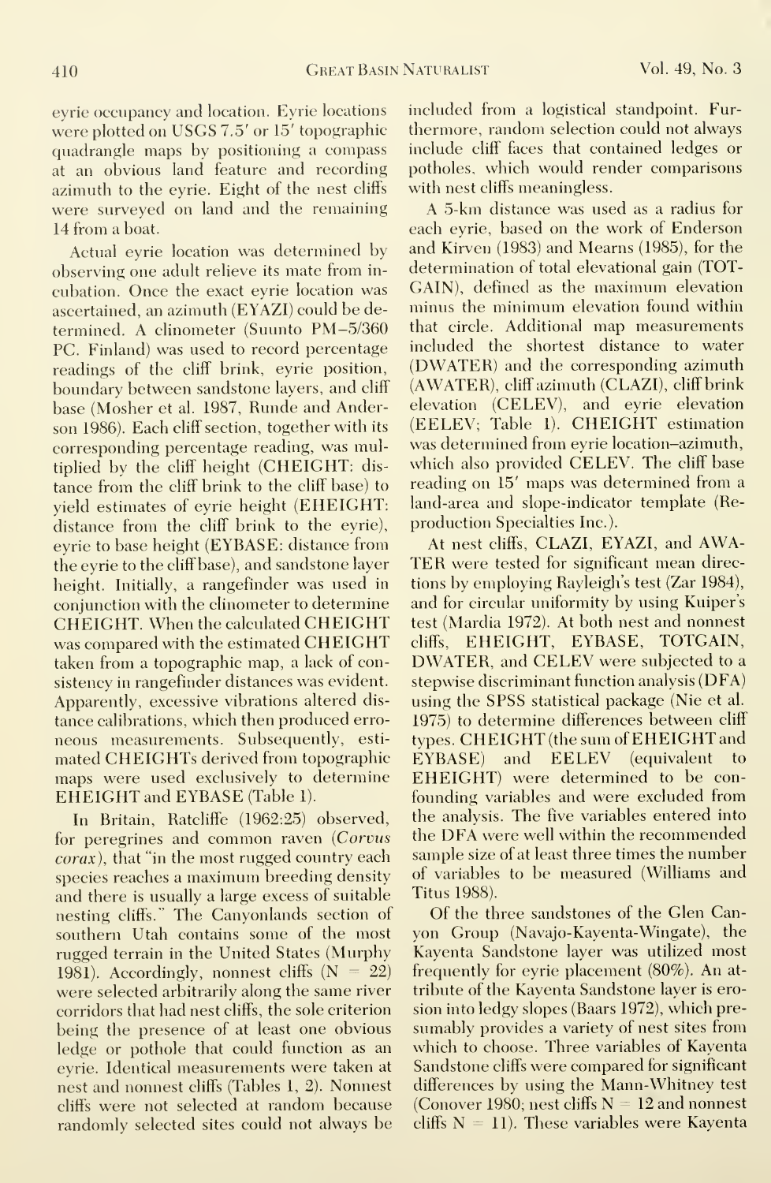eyrie occupancy and location. Eyrie locations were plotted on USGS 7.5′ or 15′ topographic quadrangle maps by positioning a compass at an obvious land feature and recording azimuth to the eyrie. Eight of the nest cliffs were surveyed on land and the remaining 14 from a boat.

Actual eyrie location was determined by observing one adult relieve its mate from incubation. Once the exact eyrie location was ascertained, an azimuth (EYAZI) could be determined. A clinometer (Suunto PM–5/360 PC. Finland) was used to record percentage readings of the cliff brink, eyrie position, boundary between sandstone layers, and cliff base (Mosher et al. 1987, Runde and Anderson 1986). Each cliff section, together with its corresponding percentage reading, was multiplied by the cliff height (CHEIGHT: distance from the cliff brink to the cliff base) to yield estimates of eyrie height (EHEIGHT: distance from the cliff brink to the eyrie), eyrie to base height (EYBASE: distance from the eyrie to the cliff base), and sandstone layer height. Initially, a rangefinder was used in conjunction with the clinometer to determine CHEIGHT. When the calculated CHEIGHT was compared with the estimated CHEIGHT taken from a topographic map, a lack of consistency in rangefinder distances was evident. Apparently, excessive vibrations altered distance calibrations, which then produced erroneous measurements. Subsequently, estimated CHEIGHTs derived from topographic maps were used exclusively to determine EHEIGHT and EYBASE (Table 1).

In Britain, Ratcliffe (1962:25) observed, for peregrines and common raven (*Corvus corax*), that "in the most rugged country each species reaches a maximum breeding density and there is usually a large excess of suitable nesting cliffs." The Canyonlands section of southern Utah contains some of the most rugged terrain in the United States (Murphy 1981). Accordingly, nonnest cliffs (N = 22) were selected arbitrarily along the same river corridors that had nest cliffs, the sole criterion being the presence of at least one obvious ledge or pothole that could function as an eyrie. Identical measurements were taken at nest and nonnest cliffs (Tables 1, 2). Nonnest cliffs were not selected at random because randomly selected sites could not always be included from a logistical standpoint. Furthermore, random selection could not always include cliff faces that contained ledges or potholes, which would render comparisons with nest cliffs meaningless.

A 5-km distance was used as a radius for each eyrie, based on the work of Enderson and Kirven (1983) and Mearns (1985), for the determination of total elevational gain (TOTGAIN), defined as the maximum elevation minus the minimum elevation found within that circle. Additional map measurements included the shortest distance to water (DWATER) and the corresponding azimuth (AWATER), cliff azimuth (CLAZI), cliff brink elevation (CELEV), and eyrie elevation (EELEV; Table 1). CHEIGHT estimation was determined from eyrie location–azimuth, which also provided CELEV. The cliff base reading on 15′ maps was determined from a land-area and slope-indicator template (Reproduction Specialties Inc.).

At nest cliffs, CLAZI, EYAZI, and AWATER were tested for significant mean directions by employing Rayleigh's test (Zar 1984), and for circular uniformity by using Kuiper's test (Mardia 1972). At both nest and nonnest cliffs, EHEIGHT, EYBASE, TOTGAIN, DWATER, and CELEV were subjected to a stepwise discriminant function analysis (DFA) using the SPSS statistical package (Nie et al. 1975) to determine differences between cliff types. CHEIGHT (the sum of EHEIGHT and EYBASE) and EELEV (equivalent to EHEIGHT) were determined to be confounding variables and were excluded from the analysis. The five variables entered into the DFA were well within the recommended sample size of at least three times the number of variables to be measured (Williams and Titus 1988).

Of the three sandstones of the Glen Canyon Group (Navajo-Kayenta-Wingate), the Kayenta Sandstone layer was utilized most frequently for eyrie placement (80%). An attribute of the Kayenta Sandstone layer is erosion into ledgy slopes (Baars 1972), which presumably provides a variety of nest sites from which to choose. Three variables of Kayenta Sandstone cliffs were compared for significant differences by using the Mann-Whitney test (Conover 1980; nest cliffs N = 12 and nonnest cliffs N = 11). These variables were Kayenta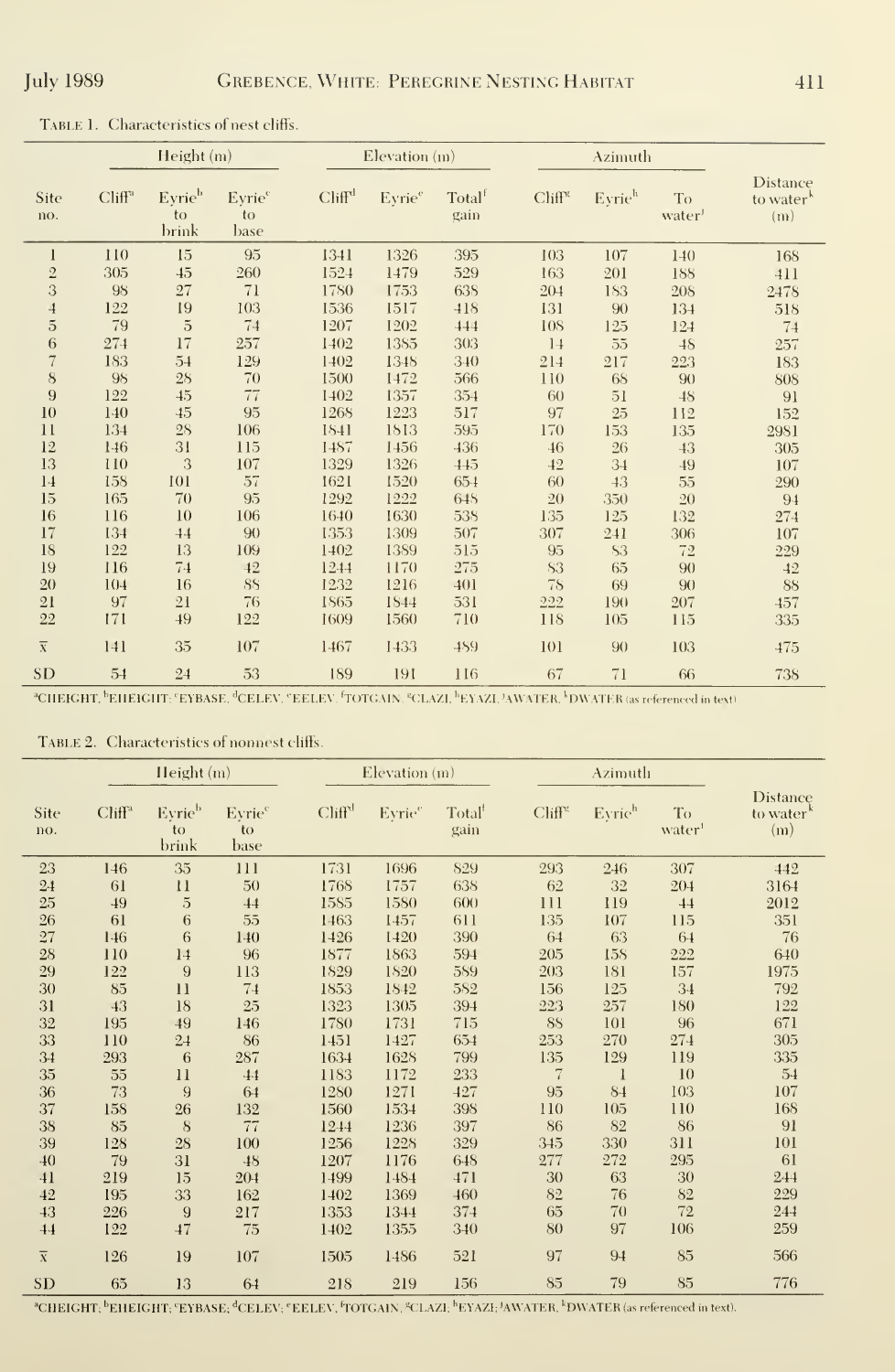Table 1. Characteristics of nest cliffs.

| Site no. | Height (m) | | | Elevation (m) | | | Azimuth | | | Distance to water[k] (m) |
|---|---|---|---|---|---|---|---|---|---|---|
| | Cliff[a] | Eyrie[b] to brink | Eyrie[c] to base | Cliff[d] | Eyrie[e] | Total[f] gain | Cliff[g] | Eyrie[h] | To water[j] | |
| 1 | 110 | 15 | 95 | 1341 | 1326 | 395 | 103 | 107 | 140 | 168 |
| 2 | 305 | 45 | 260 | 1524 | 1479 | 529 | 163 | 201 | 188 | 411 |
| 3 | 98 | 27 | 71 | 1780 | 1753 | 638 | 204 | 183 | 208 | 2478 |
| 4 | 122 | 19 | 103 | 1536 | 1517 | 418 | 131 | 90 | 134 | 518 |
| 5 | 79 | 5 | 74 | 1207 | 1202 | 444 | 108 | 125 | 124 | 74 |
| 6 | 274 | 17 | 257 | 1402 | 1385 | 303 | 14 | 55 | 48 | 257 |
| 7 | 183 | 54 | 129 | 1402 | 1348 | 340 | 214 | 217 | 223 | 183 |
| 8 | 98 | 28 | 70 | 1500 | 1472 | 566 | 110 | 68 | 90 | 808 |
| 9 | 122 | 45 | 77 | 1402 | 1357 | 354 | 60 | 51 | 48 | 91 |
| 10 | 140 | 45 | 95 | 1268 | 1223 | 517 | 97 | 25 | 112 | 152 |
| 11 | 134 | 28 | 106 | 1841 | 1813 | 595 | 170 | 153 | 135 | 2981 |
| 12 | 146 | 31 | 115 | 1487 | 1456 | 436 | 46 | 26 | 43 | 305 |
| 13 | 110 | 3 | 107 | 1329 | 1326 | 445 | 42 | 34 | 49 | 107 |
| 14 | 158 | 101 | 57 | 1621 | 1520 | 654 | 60 | 43 | 55 | 290 |
| 15 | 165 | 70 | 95 | 1292 | 1222 | 648 | 20 | 350 | 20 | 94 |
| 16 | 116 | 10 | 106 | 1640 | 1630 | 538 | 135 | 125 | 132 | 274 |
| 17 | 134 | 44 | 90 | 1353 | 1309 | 507 | 307 | 241 | 306 | 107 |
| 18 | 122 | 13 | 109 | 1402 | 1389 | 515 | 95 | 83 | 72 | 229 |
| 19 | 116 | 74 | 42 | 1244 | 1170 | 275 | 83 | 65 | 90 | 42 |
| 20 | 104 | 16 | 88 | 1232 | 1216 | 401 | 78 | 69 | 90 | 88 |
| 21 | 97 | 21 | 76 | 1865 | 1844 | 531 | 222 | 190 | 207 | 457 |
| 22 | 171 | 49 | 122 | 1609 | 1560 | 710 | 118 | 105 | 115 | 335 |
| $\bar{x}$ | 141 | 35 | 107 | 1467 | 1433 | 489 | 101 | 90 | 103 | 475 |
| SD | 54 | 24 | 53 | 189 | 191 | 116 | 67 | 71 | 66 | 738 |

[a]CHEIGHT, [b]EHEIGHT; [c]EYBASE, [d]CELEV, [e]EELEV, [f]TOTGAIN, [g]CLAZI, [h]EYAZI, [j]AWATER, [k]DWATER (as referenced in text)

Table 2. Characteristics of nonnest cliffs.

| Site no. | Height (m) | | | Elevation (m) | | | Azimuth | | | Distance to water[k] (m) |
|---|---|---|---|---|---|---|---|---|---|---|
| | Cliff[a] | Eyrie[b] to brink | Eyrie[c] to base | Cliff[d] | Eyrie[e] | Total[f] gain | Cliff[g] | Eyrie[h] | To water[j] | |
| 23 | 146 | 35 | 111 | 1731 | 1696 | 829 | 293 | 246 | 307 | 442 |
| 24 | 61 | 11 | 50 | 1768 | 1757 | 638 | 62 | 32 | 204 | 3164 |
| 25 | 49 | 5 | 44 | 1585 | 1580 | 600 | 111 | 119 | 44 | 2012 |
| 26 | 61 | 6 | 55 | 1463 | 1457 | 611 | 135 | 107 | 115 | 351 |
| 27 | 146 | 6 | 140 | 1426 | 1420 | 390 | 64 | 63 | 64 | 76 |
| 28 | 110 | 14 | 96 | 1877 | 1863 | 594 | 205 | 158 | 222 | 640 |
| 29 | 122 | 9 | 113 | 1829 | 1820 | 589 | 203 | 181 | 157 | 1975 |
| 30 | 85 | 11 | 74 | 1853 | 1842 | 582 | 156 | 125 | 34 | 792 |
| 31 | 43 | 18 | 25 | 1323 | 1305 | 394 | 223 | 257 | 180 | 122 |
| 32 | 195 | 49 | 146 | 1780 | 1731 | 715 | 88 | 101 | 96 | 671 |
| 33 | 110 | 24 | 86 | 1451 | 1427 | 654 | 253 | 270 | 274 | 305 |
| 34 | 293 | 6 | 287 | 1634 | 1628 | 799 | 135 | 129 | 119 | 335 |
| 35 | 55 | 11 | 44 | 1183 | 1172 | 233 | 7 | 1 | 10 | 54 |
| 36 | 73 | 9 | 64 | 1280 | 1271 | 427 | 95 | 84 | 103 | 107 |
| 37 | 158 | 26 | 132 | 1560 | 1534 | 398 | 110 | 105 | 110 | 168 |
| 38 | 85 | 8 | 77 | 1244 | 1236 | 397 | 86 | 82 | 86 | 91 |
| 39 | 128 | 28 | 100 | 1256 | 1228 | 329 | 345 | 330 | 311 | 101 |
| 40 | 79 | 31 | 48 | 1207 | 1176 | 648 | 277 | 272 | 295 | 61 |
| 41 | 219 | 15 | 204 | 1499 | 1484 | 471 | 30 | 63 | 30 | 244 |
| 42 | 195 | 33 | 162 | 1402 | 1369 | 460 | 82 | 76 | 82 | 229 |
| 43 | 226 | 9 | 217 | 1353 | 1344 | 374 | 65 | 70 | 72 | 244 |
| 44 | 122 | 47 | 75 | 1402 | 1355 | 340 | 80 | 97 | 106 | 259 |
| $\bar{x}$ | 126 | 19 | 107 | 1505 | 1486 | 521 | 97 | 94 | 85 | 566 |
| SD | 65 | 13 | 64 | 218 | 219 | 156 | 85 | 79 | 85 | 776 |

[a]CHEIGHT, [b]EHEIGHT; [c]EYBASE; [d]CELEV; [e]EELEV, [f]TOTGAIN, [g]CLAZI; [h]EYAZI; [j]AWATER, [k]DWATER (as referenced in text).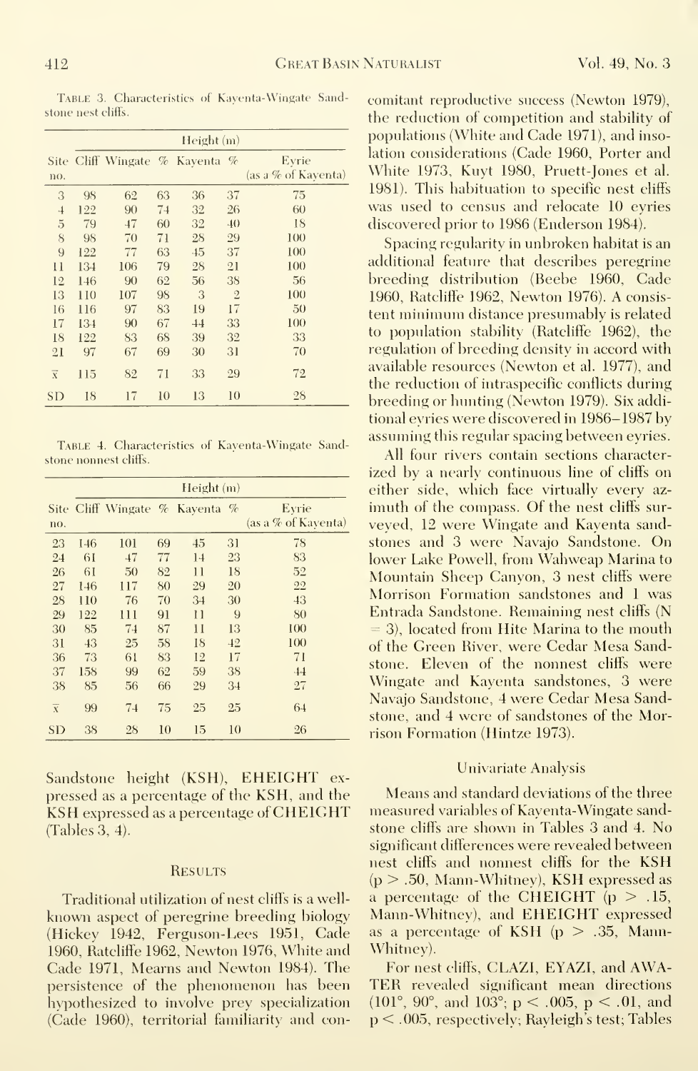Table 3. Characteristics of Kayenta-Wingate Sandstone nest cliffs.

| Site no. | Height (m) | | | | | Eyrie (as a % of Kayenta) |
|---|---|---|---|---|---|---|
| | Cliff | Wingate | % | Kayenta | % | |
| 3 | 98 | 62 | 63 | 36 | 37 | 75 |
| 4 | 122 | 90 | 74 | 32 | 26 | 60 |
| 5 | 79 | 47 | 60 | 32 | 40 | 18 |
| 8 | 98 | 70 | 71 | 28 | 29 | 100 |
| 9 | 122 | 77 | 63 | 45 | 37 | 100 |
| 11 | 134 | 106 | 79 | 28 | 21 | 100 |
| 12 | 146 | 90 | 62 | 56 | 38 | 56 |
| 13 | 110 | 107 | 98 | 3 | 2 | 100 |
| 16 | 116 | 97 | 83 | 19 | 17 | 50 |
| 17 | 134 | 90 | 67 | 44 | 33 | 100 |
| 18 | 122 | 83 | 68 | 39 | 32 | 33 |
| 21 | 97 | 67 | 69 | 30 | 31 | 70 |
| $\bar{x}$ | 115 | 82 | 71 | 33 | 29 | 72 |
| SD | 18 | 17 | 10 | 13 | 10 | 28 |

Table 4. Characteristics of Kayenta-Wingate Sandstone nonnest cliffs.

| Site no. | Height (m) | | | | | Eyrie (as a % of Kayenta) |
|---|---|---|---|---|---|---|
| | Cliff | Wingate | % | Kayenta | % | |
| 23 | 146 | 101 | 69 | 45 | 31 | 78 |
| 24 | 61 | 47 | 77 | 14 | 23 | 83 |
| 26 | 61 | 50 | 82 | 11 | 18 | 52 |
| 27 | 146 | 117 | 80 | 29 | 20 | 22 |
| 28 | 110 | 76 | 70 | 34 | 30 | 43 |
| 29 | 122 | 111 | 91 | 11 | 9 | 80 |
| 30 | 85 | 74 | 87 | 11 | 13 | 100 |
| 31 | 43 | 25 | 58 | 18 | 42 | 100 |
| 36 | 73 | 61 | 83 | 12 | 17 | 71 |
| 37 | 158 | 99 | 62 | 59 | 38 | 44 |
| 38 | 85 | 56 | 66 | 29 | 34 | 27 |
| $\bar{x}$ | 99 | 74 | 75 | 25 | 25 | 64 |
| SD | 38 | 28 | 10 | 15 | 10 | 26 |

Sandstone height (KSH), EHEIGHT expressed as a percentage of the KSH, and the KSH expressed as a percentage of CHEIGHT (Tables 3, 4).

## Results

Traditional utilization of nest cliffs is a well-known aspect of peregrine breeding biology (Hickey 1942, Ferguson-Lees 1951, Cade 1960, Ratcliffe 1962, Newton 1976, White and Cade 1971, Mearns and Newton 1984). The persistence of the phenomenon has been hypothesized to involve prey specialization (Cade 1960), territorial familiarity and concomitant reproductive success (Newton 1979), the reduction of competition and stability of populations (White and Cade 1971), and insolation considerations (Cade 1960, Porter and White 1973, Kuyt 1980, Pruett-Jones et al. 1981). This habituation to specific nest cliffs was used to census and relocate 10 eyries discovered prior to 1986 (Enderson 1984).

Spacing regularity in unbroken habitat is an additional feature that describes peregrine breeding distribution (Beebe 1960, Cade 1960, Ratcliffe 1962, Newton 1976). A consistent minimum distance presumably is related to population stability (Ratcliffe 1962), the regulation of breeding density in accord with available resources (Newton et al. 1977), and the reduction of intraspecific conflicts during breeding or hunting (Newton 1979). Six additional eyries were discovered in 1986–1987 by assuming this regular spacing between eyries.

All four rivers contain sections characterized by a nearly continuous line of cliffs on either side, which face virtually every azimuth of the compass. Of the nest cliffs surveyed, 12 were Wingate and Kayenta sandstones and 3 were Navajo Sandstone. On lower Lake Powell, from Wahweap Marina to Mountain Sheep Canyon, 3 nest cliffs were Morrison Formation sandstones and 1 was Entrada Sandstone. Remaining nest cliffs (N = 3), located from Hite Marina to the mouth of the Green River, were Cedar Mesa Sandstone. Eleven of the nonnest cliffs were Wingate and Kayenta sandstones, 3 were Navajo Sandstone, 4 were Cedar Mesa Sandstone, and 4 were of sandstones of the Morrison Formation (Hintze 1973).

### Univariate Analysis

Means and standard deviations of the three measured variables of Kayenta-Wingate sandstone cliffs are shown in Tables 3 and 4. No significant differences were revealed between nest cliffs and nonnest cliffs for the KSH ($p > .50$, Mann-Whitney), KSH expressed as a percentage of the CHEIGHT ($p > .15$, Mann-Whitney), and EHEIGHT expressed as a percentage of KSH ($p > .35$, Mann-Whitney).

For nest cliffs, CLAZI, EYAZI, and AWATER revealed significant mean directions (101°, 90°, and 103°; $p < .005$, $p < .01$, and $p < .005$, respectively; Rayleigh's test; Tables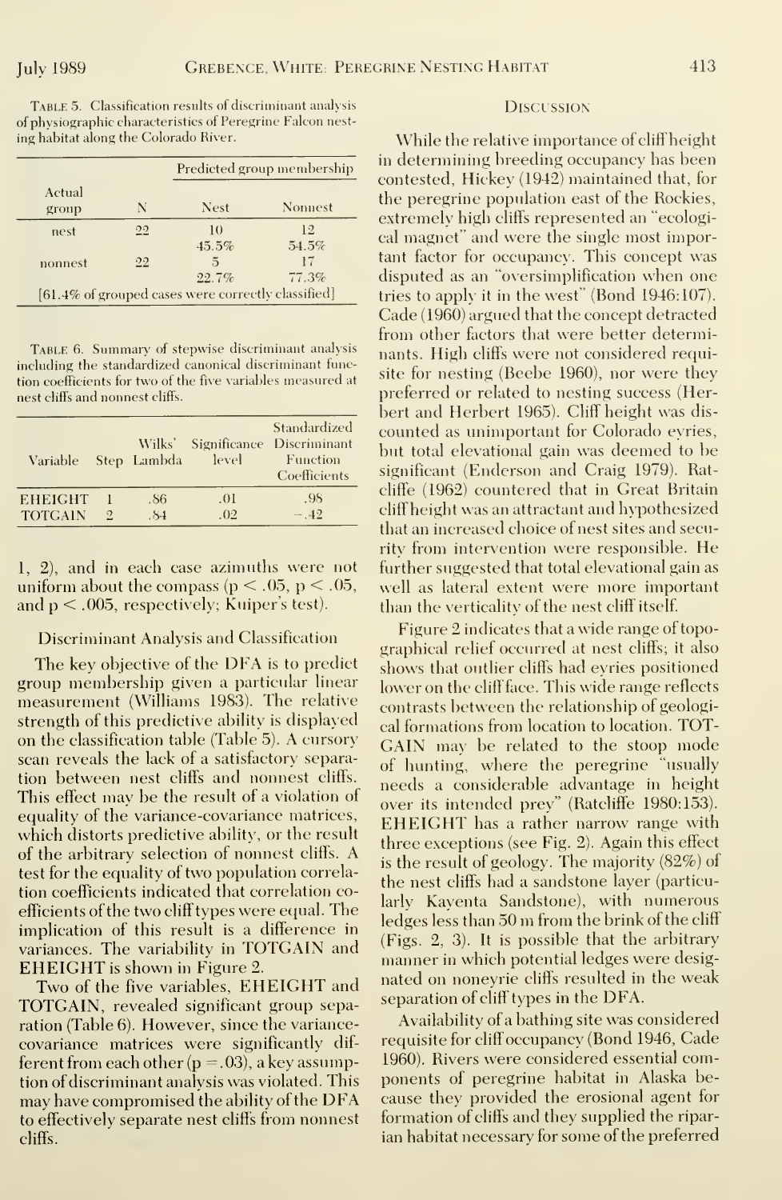TABLE 5. Classification results of discriminant analysis of physiographic characteristics of Peregrine Falcon nesting habitat along the Colorado River.

| Actual group | N | Predicted group membership | |
|---|---|---|---|
| | | Nest | Nonnest |
| nest | 22 | 10<br>45.5% | 12<br>54.5% |
| nonnest | 22 | 5<br>22.7% | 17<br>77.3% |
| [61.4% of grouped cases were correctly classified] | | | |

TABLE 6. Summary of stepwise discriminant analysis including the standardized canonical discriminant function coefficients for two of the five variables measured at nest cliffs and nonnest cliffs.

| Variable | Step | Wilks' Lambda | Significance level | Standardized Discriminant Function Coefficients |
|---|---|---|---|---|
| EHEIGHT | 1 | .86 | .01 | .98 |
| TOTGAIN | 2 | .84 | .02 | −.42 |

1, 2), and in each case azimuths were not uniform about the compass ($p < .05$, $p < .05$, and $p < .005$, respectively; Kuiper's test).

## Discriminant Analysis and Classification

The key objective of the DFA is to predict group membership given a particular linear measurement (Williams 1983). The relative strength of this predictive ability is displayed on the classification table (Table 5). A cursory scan reveals the lack of a satisfactory separation between nest cliffs and nonnest cliffs. This effect may be the result of a violation of equality of the variance-covariance matrices, which distorts predictive ability, or the result of the arbitrary selection of nonnest cliffs. A test for the equality of two population correlation coefficients indicated that correlation coefficients of the two cliff types were equal. The implication of this result is a difference in variances. The variability in TOTGAIN and EHEIGHT is shown in Figure 2.

Two of the five variables, EHEIGHT and TOTGAIN, revealed significant group separation (Table 6). However, since the variance-covariance matrices were significantly different from each other ($p = .03$), a key assumption of discriminant analysis was violated. This may have compromised the ability of the DFA to effectively separate nest cliffs from nonnest cliffs.

## DISCUSSION

While the relative importance of cliff height in determining breeding occupancy has been contested, Hickey (1942) maintained that, for the peregrine population east of the Rockies, extremely high cliffs represented an "ecological magnet" and were the single most important factor for occupancy. This concept was disputed as an "oversimplification when one tries to apply it in the west" (Bond 1946:107). Cade (1960) argued that the concept detracted from other factors that were better determinants. High cliffs were not considered requisite for nesting (Beebe 1960), nor were they preferred or related to nesting success (Herbert and Herbert 1965). Cliff height was discounted as unimportant for Colorado eyries, but total elevational gain was deemed to be significant (Enderson and Craig 1979). Ratcliffe (1962) countered that in Great Britain cliff height was an attractant and hypothesized that an increased choice of nest sites and security from intervention were responsible. He further suggested that total elevational gain as well as lateral extent were more important than the verticality of the nest cliff itself.

Figure 2 indicates that a wide range of topographical relief occurred at nest cliffs; it also shows that outlier cliffs had eyries positioned lower on the cliff face. This wide range reflects contrasts between the relationship of geological formations from location to location. TOTGAIN may be related to the stoop mode of hunting, where the peregrine "usually needs a considerable advantage in height over its intended prey" (Ratcliffe 1980:153). EHEIGHT has a rather narrow range with three exceptions (see Fig. 2). Again this effect is the result of geology. The majority (82%) of the nest cliffs had a sandstone layer (particularly Kayenta Sandstone), with numerous ledges less than 50 m from the brink of the cliff (Figs. 2, 3). It is possible that the arbitrary manner in which potential ledges were designated on noneyrie cliffs resulted in the weak separation of cliff types in the DFA.

Availability of a bathing site was considered requisite for cliff occupancy (Bond 1946, Cade 1960). Rivers were considered essential components of peregrine habitat in Alaska because they provided the erosional agent for formation of cliffs and they supplied the riparian habitat necessary for some of the preferred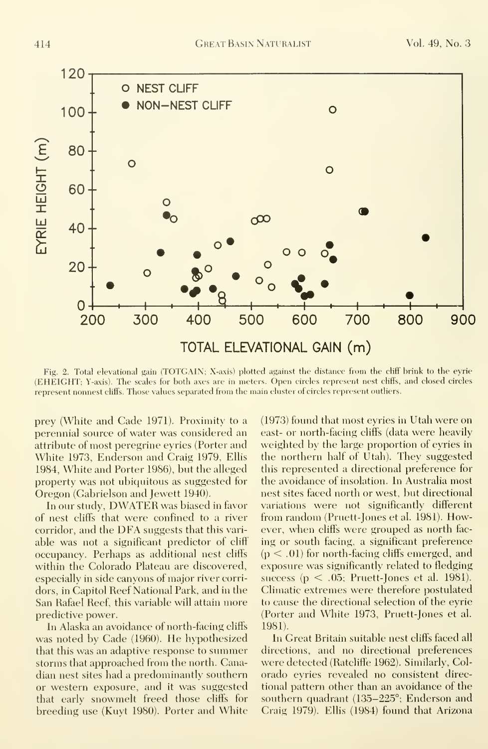Fig. 2. Total elevational gain (TOTGAIN; X-axis) plotted against the distance from the cliff brink to the eyrie (EHEIGHT; Y-axis). The scales for both axes are in meters. Open circles represent nest cliffs, and closed circles represent nonnest cliffs. Those values separated from the main cluster of circles represent outliers.

prey (White and Cade 1971). Proximity to a perennial source of water was considered an attribute of most peregrine eyries (Porter and White 1973, Enderson and Craig 1979, Ellis 1984, White and Porter 1986), but the alleged property was not ubiquitous as suggested for Oregon (Gabrielson and Jewett 1940).

In our study, DWATER was biased in favor of nest cliffs that were confined to a river corridor, and the DFA suggests that this variable was not a significant predictor of cliff occupancy. Perhaps as additional nest cliffs within the Colorado Plateau are discovered, especially in side canyons of major river corridors, in Capitol Reef National Park, and in the San Rafael Reef, this variable will attain more predictive power.

In Alaska an avoidance of north-facing cliffs was noted by Cade (1960). He hypothesized that this was an adaptive response to summer storms that approached from the north. Canadian nest sites had a predominantly southern or western exposure, and it was suggested that early snowmelt freed those cliffs for breeding use (Kuyt 1980). Porter and White (1973) found that most eyries in Utah were on east- or north-facing cliffs (data were heavily weighted by the large proportion of eyries in the northern half of Utah). They suggested this represented a directional preference for the avoidance of insolation. In Australia most nest sites faced north or west, but directional variations were not significantly different from random (Pruett-Jones et al. 1981). However, when cliffs were grouped as north facing or south facing, a significant preference ($p < .01$) for north-facing cliffs emerged, and exposure was significantly related to fledging success ($p < .05$; Pruett-Jones et al. 1981). Climatic extremes were therefore postulated to cause the directional selection of the eyrie (Porter and White 1973, Pruett-Jones et al. 1981).

In Great Britain suitable nest cliffs faced all directions, and no directional preferences were detected (Ratcliffe 1962). Similarly, Colorado eyries revealed no consistent directional pattern other than an avoidance of the southern quadrant (135–225°; Enderson and Craig 1979). Ellis (1984) found that Arizona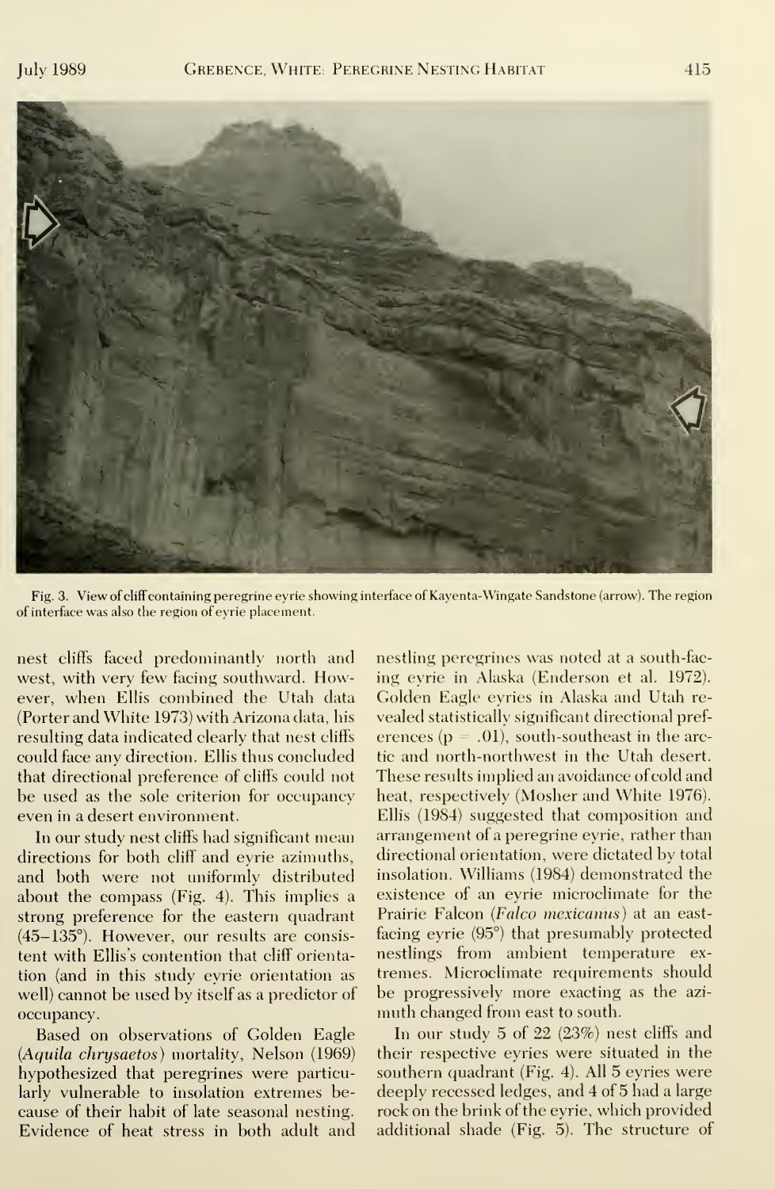Fig. 3. View of cliff containing peregrine eyrie showing interface of Kayenta-Wingate Sandstone (arrow). The region of interface was also the region of eyrie placement.

nest cliffs faced predominantly north and west, with very few facing southward. However, when Ellis combined the Utah data (Porter and White 1973) with Arizona data, his resulting data indicated clearly that nest cliffs could face any direction. Ellis thus concluded that directional preference of cliffs could not be used as the sole criterion for occupancy even in a desert environment.

In our study nest cliffs had significant mean directions for both cliff and eyrie azimuths, and both were not uniformly distributed about the compass (Fig. 4). This implies a strong preference for the eastern quadrant (45–135°). However, our results are consistent with Ellis's contention that cliff orientation (and in this study eyrie orientation as well) cannot be used by itself as a predictor of occupancy.

Based on observations of Golden Eagle (*Aquila chrysaetos*) mortality, Nelson (1969) hypothesized that peregrines were particularly vulnerable to insolation extremes because of their habit of late seasonal nesting. Evidence of heat stress in both adult and nestling peregrines was noted at a south-facing eyrie in Alaska (Enderson et al. 1972). Golden Eagle eyries in Alaska and Utah revealed statistically significant directional preferences ($p = .01$), south-southeast in the arctic and north-northwest in the Utah desert. These results implied an avoidance of cold and heat, respectively (Mosher and White 1976). Ellis (1984) suggested that composition and arrangement of a peregrine eyrie, rather than directional orientation, were dictated by total insolation. Williams (1984) demonstrated the existence of an eyrie microclimate for the Prairie Falcon (*Falco mexicanus*) at an east-facing eyrie (95°) that presumably protected nestlings from ambient temperature extremes. Microclimate requirements should be progressively more exacting as the azimuth changed from east to south.

In our study 5 of 22 (23%) nest cliffs and their respective eyries were situated in the southern quadrant (Fig. 4). All 5 eyries were deeply recessed ledges, and 4 of 5 had a large rock on the brink of the eyrie, which provided additional shade (Fig. 5). The structure of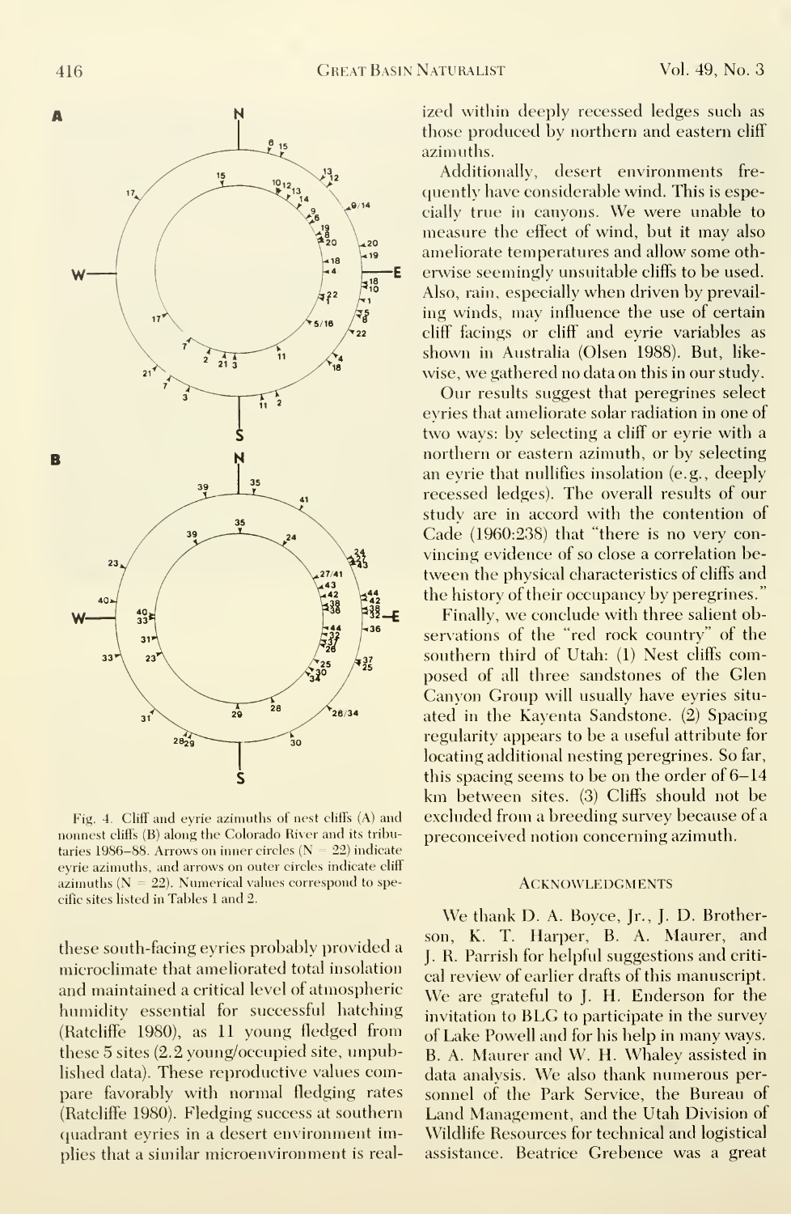Fig. 4. Cliff and eyrie azimuths of nest cliffs (A) and nonnest cliffs (B) along the Colorado River and its tributaries 1986–88. Arrows on inner circles (N = 22) indicate eyrie azimuths, and arrows on outer circles indicate cliff azimuths (N = 22). Numerical values correspond to specific sites listed in Tables 1 and 2.

these south-facing eyries probably provided a microclimate that ameliorated total insolation and maintained a critical level of atmospheric humidity essential for successful hatching (Ratcliffe 1980), as 11 young fledged from these 5 sites (2.2 young/occupied site, unpublished data). These reproductive values compare favorably with normal fledging rates (Ratcliffe 1980). Fledging success at southern quadrant eyries in a desert environment implies that a similar microenvironment is realized within deeply recessed ledges such as those produced by northern and eastern cliff azimuths.

Additionally, desert environments frequently have considerable wind. This is especially true in canyons. We were unable to measure the effect of wind, but it may also ameliorate temperatures and allow some otherwise seemingly unsuitable cliffs to be used. Also, rain, especially when driven by prevailing winds, may influence the use of certain cliff facings or cliff and eyrie variables as shown in Australia (Olsen 1988). But, likewise, we gathered no data on this in our study.

Our results suggest that peregrines select eyries that ameliorate solar radiation in one of two ways: by selecting a cliff or eyrie with a northern or eastern azimuth, or by selecting an eyrie that nullifies insolation (e.g., deeply recessed ledges). The overall results of our study are in accord with the contention of Cade (1960:238) that "there is no very convincing evidence of so close a correlation between the physical characteristics of cliffs and the history of their occupancy by peregrines."

Finally, we conclude with three salient observations of the "red rock country" of the southern third of Utah: (1) Nest cliffs composed of all three sandstones of the Glen Canyon Group will usually have eyries situated in the Kayenta Sandstone. (2) Spacing regularity appears to be a useful attribute for locating additional nesting peregrines. So far, this spacing seems to be on the order of 6–14 km between sites. (3) Cliffs should not be excluded from a breeding survey because of a preconceived notion concerning azimuth.

## Acknowledgments

We thank D. A. Boyce, Jr., J. D. Brotherson, K. T. Harper, B. A. Maurer, and J. R. Parrish for helpful suggestions and critical review of earlier drafts of this manuscript. We are grateful to J. H. Enderson for the invitation to BLG to participate in the survey of Lake Powell and for his help in many ways. B. A. Maurer and W. H. Whaley assisted in data analysis. We also thank numerous personnel of the Park Service, the Bureau of Land Management, and the Utah Division of Wildlife Resources for technical and logistical assistance. Beatrice Grebence was a great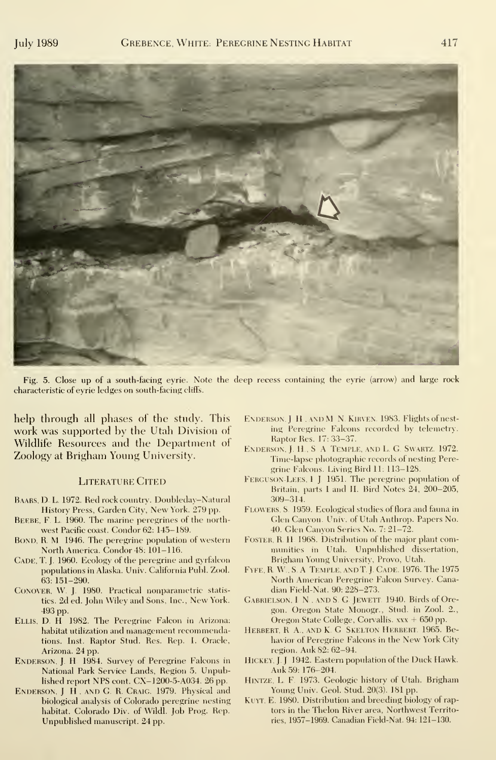Fig. 5. Close up of a south-facing eyrie. Note the deep recess containing the eyrie (arrow) and large rock characteristic of eyrie ledges on south-facing cliffs.

help through all phases of the study. This work was supported by the Utah Division of Wildlife Resources and the Department of Zoology at Brigham Young University.

## Literature Cited

Baars, D. L. 1972. Red rock country. Doubleday–Natural History Press, Garden City, New York. 279 pp.

Beebe, F. L. 1960. The marine peregrines of the northwest Pacific coast. Condor 62: 145–189.

Bond, R. M. 1946. The peregrine population of western North America. Condor 48: 101–116.

Cade, T. J. 1960. Ecology of the peregrine and gyrfalcon populations in Alaska. Univ. California Publ. Zool. 63: 151–290.

Conover, W. J. 1980. Practical nonparametric statistics. 2d ed. John Wiley and Sons, Inc., New York. 493 pp.

Ellis, D. H. 1982. The Peregrine Falcon in Arizona: habitat utilization and management recommendations. Inst. Raptor Stud. Res. Rep. 1. Oracle, Arizona. 24 pp.

Enderson, J. H. 1984. Survey of Peregrine Falcons in National Park Service Lands, Region 5. Unpublished report NPS cont. CX–1200-5-A034. 26 pp.

Enderson, J. H., and G. R. Craig. 1979. Physical and biological analysis of Colorado peregrine nesting habitat. Colorado Div. of Wildl. Job Prog. Rep. Unpublished manuscript. 24 pp.

Enderson, J. H., and M. N. Kirven. 1983. Flights of nesting Peregrine Falcons recorded by telemetry. Raptor Res. 17: 33–37.

Enderson, J. H., S. A. Temple, and L. G. Swartz. 1972. Time-lapse photographic records of nesting Peregrine Falcons. Living Bird 11: 113–128.

Ferguson-Lees, I. J. 1951. The peregrine population of Britain, parts I and II. Bird Notes 24, 200–205, 309–314.

Flowers, S. 1959. Ecological studies of flora and fauna in Glen Canyon. Univ. of Utah Anthrop. Papers No. 40. Glen Canyon Series No. 7: 21–72.

Foster, R. H. 1968. Distribution of the major plant communities in Utah. Unpublished dissertation, Brigham Young University, Provo, Utah.

Fyfe, R. W., S. A. Temple, and T. J. Cade. 1976. The 1975 North American Peregrine Falcon Survey. Canadian Field-Nat. 90: 228–273.

Gabrielson, I. N., and S. G. Jewett. 1940. Birds of Oregon. Oregon State Monogr., Stud. in Zool. 2., Oregon State College, Corvallis. xxx + 650 pp.

Herbert, R. A., and K. G. Skelton Herbert. 1965. Behavior of Peregrine Falcons in the New York City region. Auk 82: 62–94.

Hickey, J. J. 1942. Eastern population of the Duck Hawk. Auk 59: 176–204.

Hintze, L. F. 1973. Geologic history of Utah. Brigham Young Univ. Geol. Stud. 20(3). 181 pp.

Kuyt, E. 1980. Distribution and breeding biology of raptors in the Thelon River area, Northwest Territories, 1957–1969. Canadian Field-Nat. 94: 121–130.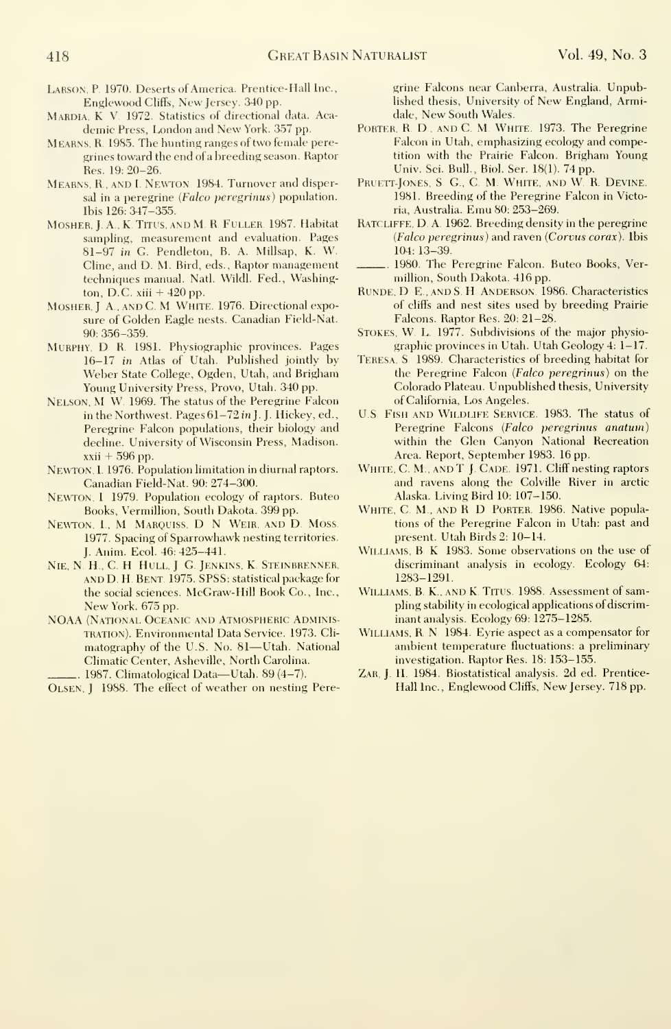Larson, P. 1970. Deserts of America. Prentice-Hall Inc., Englewood Cliffs, New Jersey. 340 pp.

Mardia, K. V. 1972. Statistics of directional data. Academic Press, London and New York. 357 pp.

Mearns, R. 1985. The hunting ranges of two female peregrines toward the end of a breeding season. Raptor Res. 19: 20–26.

Mearns, R., and I. Newton. 1984. Turnover and dispersal in a peregrine (*Falco peregrinus*) population. Ibis 126: 347–355.

Mosher, J. A., K. Titus, and M. R. Fuller. 1987. Habitat sampling, measurement and evaluation. Pages 81–97 *in* G. Pendleton, B. A. Millsap, K. W. Cline, and D. M. Bird, eds., Raptor management techniques manual. Natl. Wildl. Fed., Washington, D.C. xiii + 420 pp.

Mosher, J. A., and C. M. White. 1976. Directional exposure of Golden Eagle nests. Canadian Field-Nat. 90: 356–359.

Murphy, D. R. 1981. Physiographic provinces. Pages 16–17 *in* Atlas of Utah. Published jointly by Weber State College, Ogden, Utah, and Brigham Young University Press, Provo, Utah. 340 pp.

Nelson, M. W. 1969. The status of the Peregrine Falcon in the Northwest. Pages 61–72 *in* J. J. Hickey, ed., Peregrine Falcon populations, their biology and decline. University of Wisconsin Press, Madison. xxii + 596 pp.

Newton, I. 1976. Population limitation in diurnal raptors. Canadian Field-Nat. 90: 274–300.

Newton, I. 1979. Population ecology of raptors. Buteo Books, Vermillion, South Dakota. 399 pp.

Newton, I., M. Marquiss, D. N. Weir, and D. Moss. 1977. Spacing of Sparrowhawk nesting territories. J. Anim. Ecol. 46: 425–441.

Nie, N. H., C. H. Hull, J. G. Jenkins, K. Steinbrenner, and D. H. Bent. 1975. SPSS: statistical package for the social sciences. McGraw-Hill Book Co., Inc., New York. 675 pp.

NOAA (National Oceanic and Atmospheric Administration). Environmental Data Service. 1973. Climatography of the U.S. No. 81—Utah. National Climatic Center, Asheville, North Carolina.

\_\_\_\_\_. 1987. Climatological Data—Utah. 89 (4–7).

Olsen, J. 1988. The effect of weather on nesting Peregrine Falcons near Canberra, Australia. Unpublished thesis, University of New England, Armidale, New South Wales.

Porter, R. D., and C. M. White. 1973. The Peregrine Falcon in Utah, emphasizing ecology and competition with the Prairie Falcon. Brigham Young Univ. Sci. Bull., Biol. Ser. 18(1). 74 pp.

Pruett-Jones, S. G., C. M. White, and W. R. Devine. 1981. Breeding of the Peregrine Falcon in Victoria, Australia. Emu 80: 253–269.

Ratcliffe, D. A. 1962. Breeding density in the peregrine (*Falco peregrinus*) and raven (*Corvus corax*). Ibis 104: 13–39.

\_\_\_\_\_. 1980. The Peregrine Falcon. Buteo Books, Vermillion, South Dakota. 416 pp.

Runde, D. E., and S. H. Anderson. 1986. Characteristics of cliffs and nest sites used by breeding Prairie Falcons. Raptor Res. 20: 21–28.

Stokes, W. L. 1977. Subdivisions of the major physiographic provinces in Utah. Utah Geology 4: 1–17.

Teresa, S. 1989. Characteristics of breeding habitat for the Peregrine Falcon (*Falco peregrinus*) on the Colorado Plateau. Unpublished thesis, University of California, Los Angeles.

U.S. Fish and Wildlife Service. 1983. The status of Peregrine Falcons (*Falco peregrinus anatum*) within the Glen Canyon National Recreation Area. Report, September 1983. 16 pp.

White, C. M., and T. J. Cade. 1971. Cliff nesting raptors and ravens along the Colville River in arctic Alaska. Living Bird 10: 107–150.

White, C. M., and R. D. Porter. 1986. Native populations of the Peregrine Falcon in Utah: past and present. Utah Birds 2: 10–14.

Williams, B. K. 1983. Some observations on the use of discriminant analysis in ecology. Ecology 64: 1283–1291.

Williams, B. K., and K. Titus. 1988. Assessment of sampling stability in ecological applications of discriminant analysis. Ecology 69: 1275–1285.

Williams, R. N. 1984. Eyrie aspect as a compensator for ambient temperature fluctuations: a preliminary investigation. Raptor Res. 18: 153–155.

Zar, J. H. 1984. Biostatistical analysis. 2d ed. Prentice-Hall Inc., Englewood Cliffs, New Jersey. 718 pp.